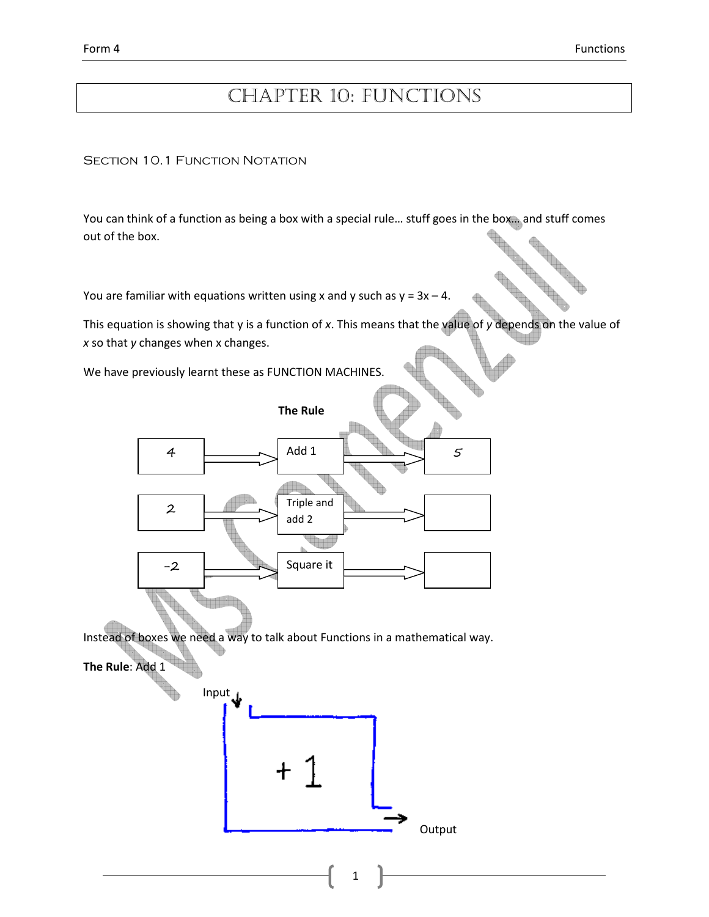# Chapter 10: Functions

## Section 10.1 Function Notation

You can think of a function as being a box with a special rule… stuff goes in the box… and stuff comes out of the box.

You are familiar with equations written using x and y such as y = 3x – 4.

This equation is showing that y is a function of *x*. This means that the value of *y* depends on the value of *x* so that *y* changes when x changes.

We have previously learnt these as FUNCTION MACHINES.

| Input | The Rule | Output |
| --- | --- | --- |
| 4 | Add 1 | 5 |
| 2 | Triple and add 2 | |
| -2 | Square it | |

Instead of boxes we need a way to talk about Functions in a mathematical way.

**The Rule**: Add 1

Input → + 1 → Output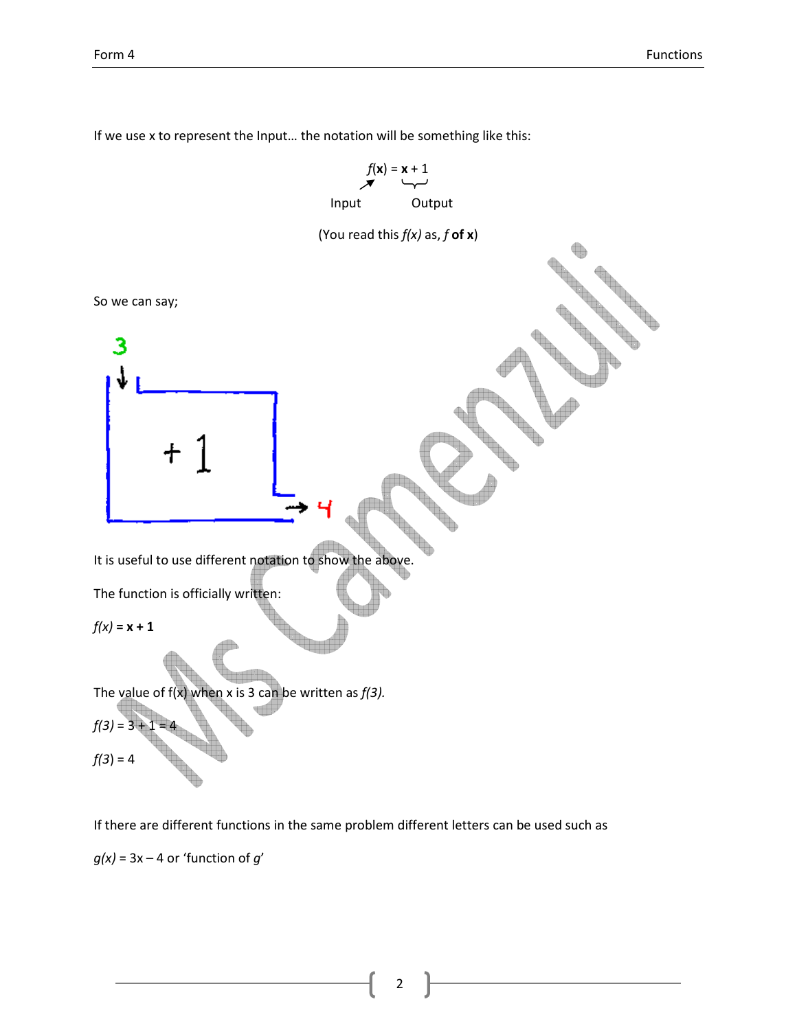If we use x to represent the Input… the notation will be something like this:

$$f(\mathbf{x}) = \mathbf{x} + 1$$

Input Output

(You read this *f(x)* as, *f* **of x**)

So we can say;

3 → +1 → 4

It is useful to use different notation to show the above.

The function is officially written:

*f(x)* **= x + 1**

The value of f(x) when x is 3 can be written as *f(3).*

*f(3)* = 3 + 1 = 4

*f(3)* = 4

If there are different functions in the same problem different letters can be used such as

*g(x)* = 3x – 4 or 'function of *g*'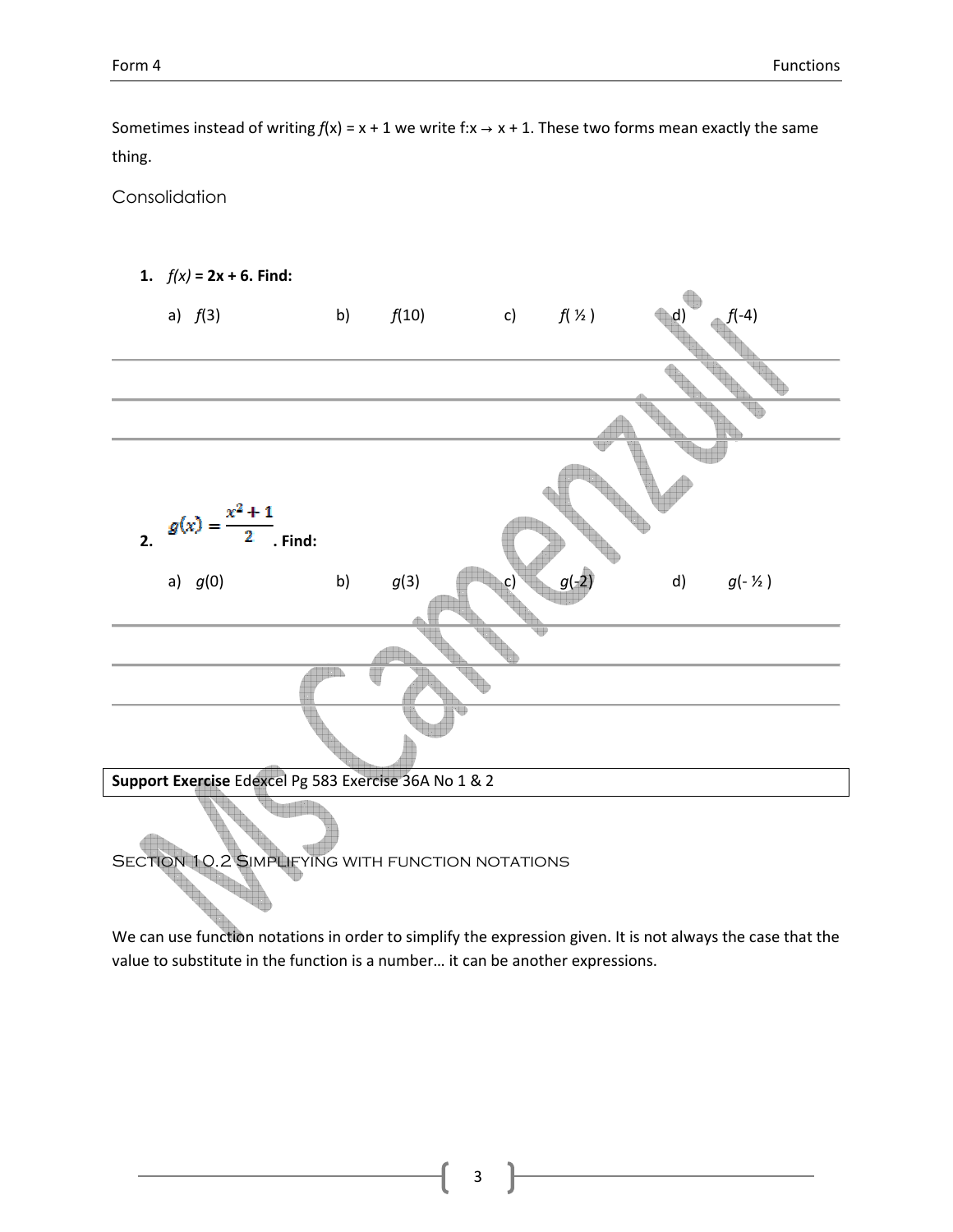Sometimes instead of writing $f(x) = x + 1$ we write $f: x \rightarrow x + 1$. These two forms mean exactly the same thing.

## Consolidation

1. **$f(x) = 2x + 6$. Find:**

   a) $f(3)$ b) $f(10)$ c) $f(\frac{1}{2})$ d) $f(-4)$

2. **$g(x) = \dfrac{x^2 + 1}{2}$. Find:**

   a) $g(0)$ b) $g(3)$ c) $g(-2)$ d) $g(-\frac{1}{2})$

**Support Exercise** Edexcel Pg 583 Exercise 36A No 1 & 2

## Section 10.2 Simplifying with function notations

We can use function notations in order to simplify the expression given. It is not always the case that the value to substitute in the function is a number… it can be another expressions.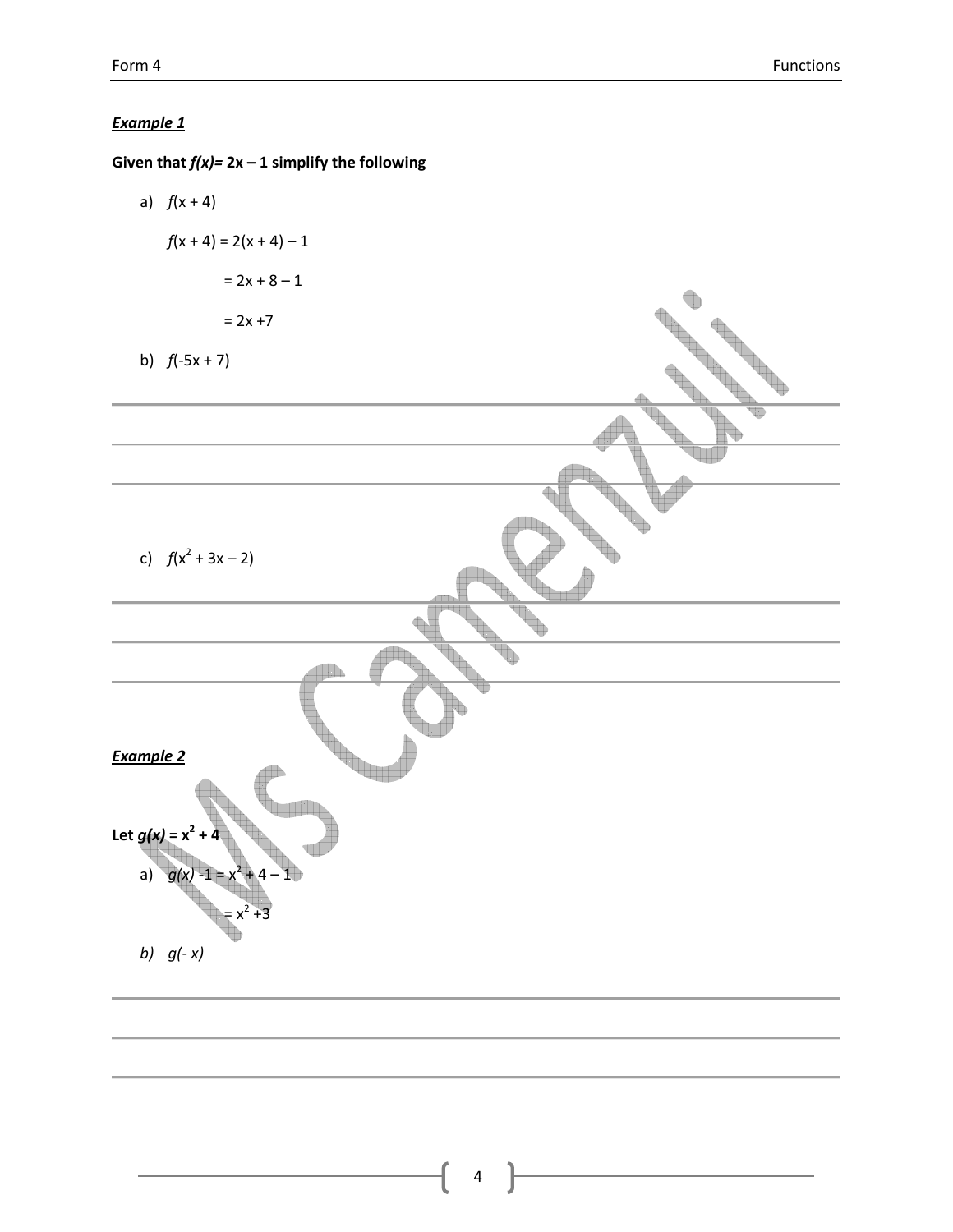***Example 1***

**Given that $f(x)$= 2x – 1 simplify the following**

a) $f(x + 4)$

$f(x + 4) = 2(x + 4) – 1$

$= 2x + 8 – 1$

$= 2x + 7$

b) $f(-5x + 7)$

c) $f(x^2 + 3x – 2)$

***Example 2***

**Let $g(x) = x^2 + 4$**

a) $g(x) - 1 = x^2 + 4 – 1$

$= x^2 + 3$

*b)* $g(-x)$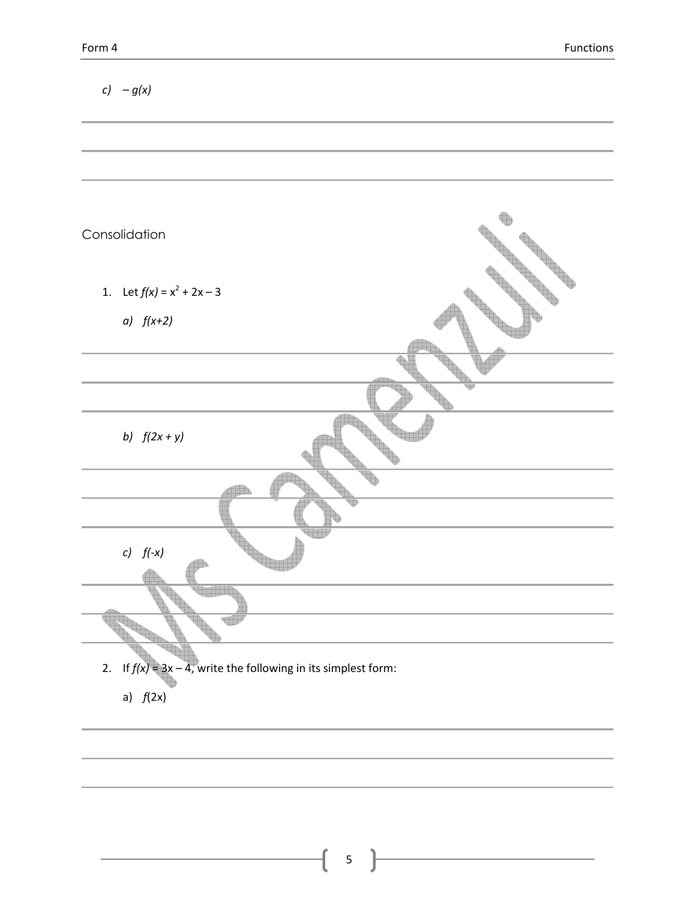c) $-g(x)$

## Consolidation

1. Let $f(x) = x^2 + 2x - 3$

   a) $f(x+2)$

   b) $f(2x + y)$

   c) $f(-x)$

2. If $f(x) = 3x - 4$, write the following in its simplest form:

   a) $f(2x)$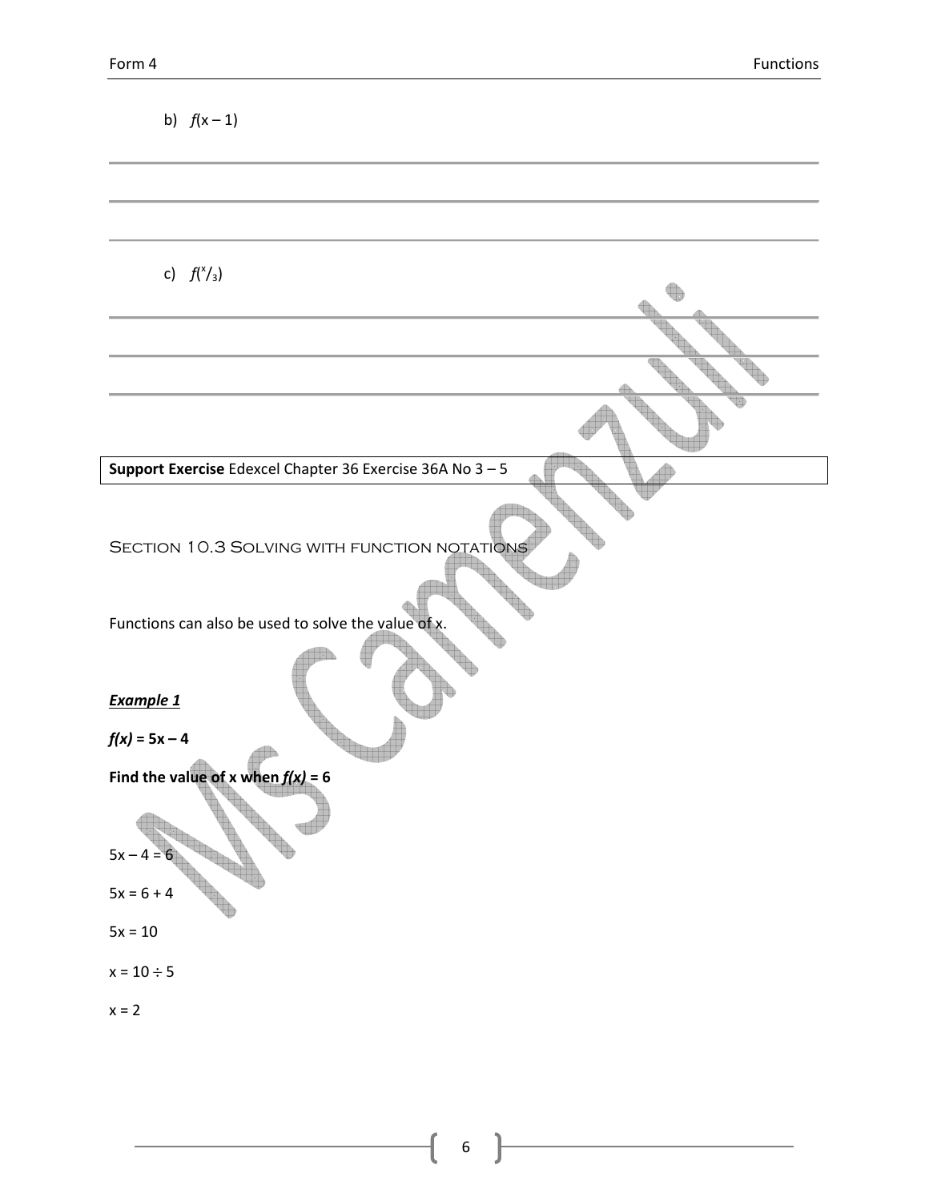b) $f(x - 1)$

c) $f(^x/_3)$

**Support Exercise** Edexcel Chapter 36 Exercise 36A No 3 – 5

## Section 10.3 Solving with function notations

Functions can also be used to solve the value of x.

***Example 1***

***f(x)* = 5x – 4**

**Find the value of x when *f(x)* = 6**

$5x - 4 = 6$

$5x = 6 + 4$

$5x = 10$

$x = 10 \div 5$

$x = 2$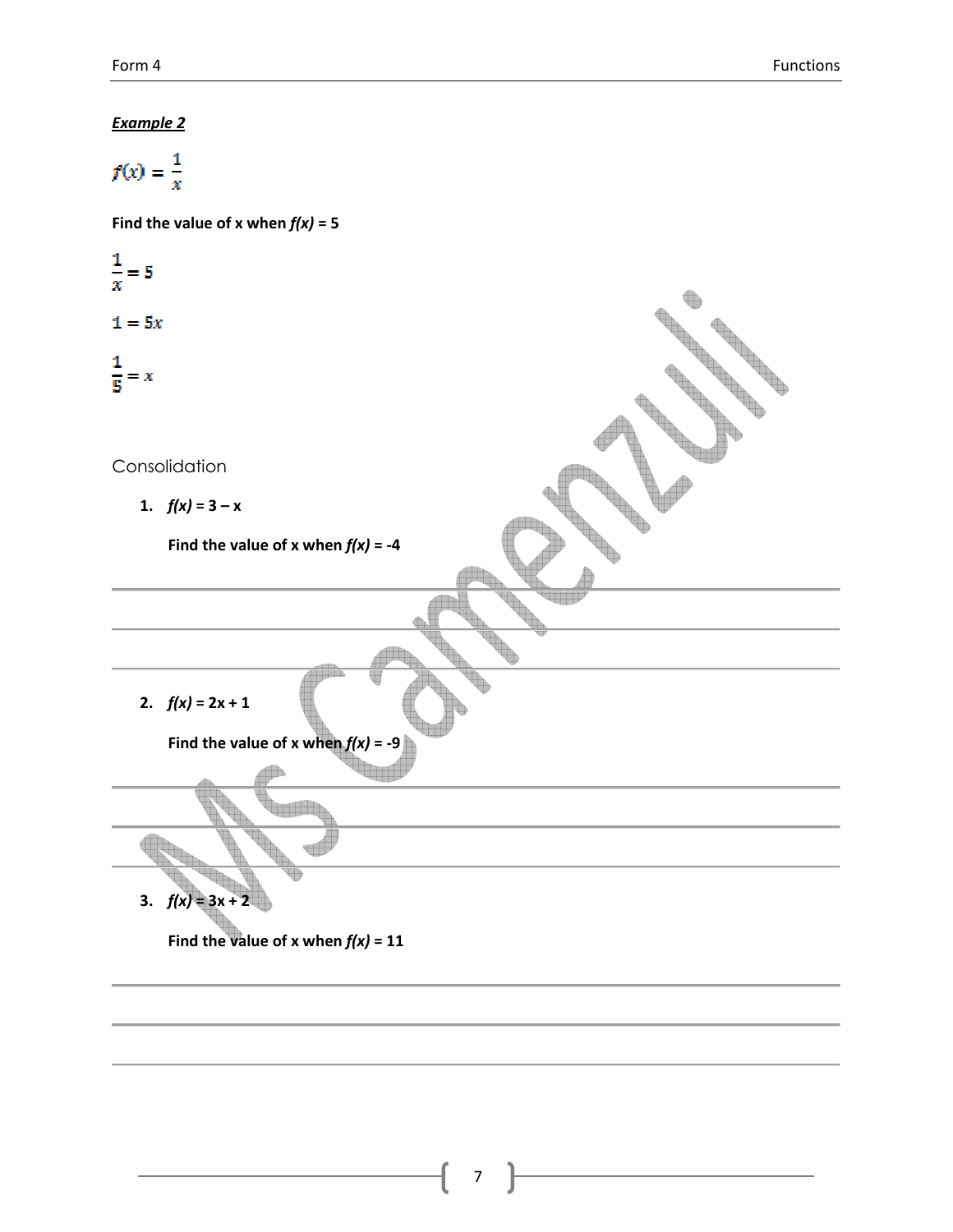***Example 2***

$$f(x) = \frac{1}{x}$$

**Find the value of x when *f(x)* = 5**

$$\frac{1}{x} = 5$$

$$1 = 5x$$

$$\frac{1}{5} = x$$

Consolidation

1. ***f(x)* = 3 – x**

   **Find the value of x when *f(x)* = -4**

2. ***f(x)* = 2x + 1**

   **Find the value of x when *f(x)* = -9**

3. ***f(x)* = 3x + 2**

   **Find the value of x when *f(x)* = 11**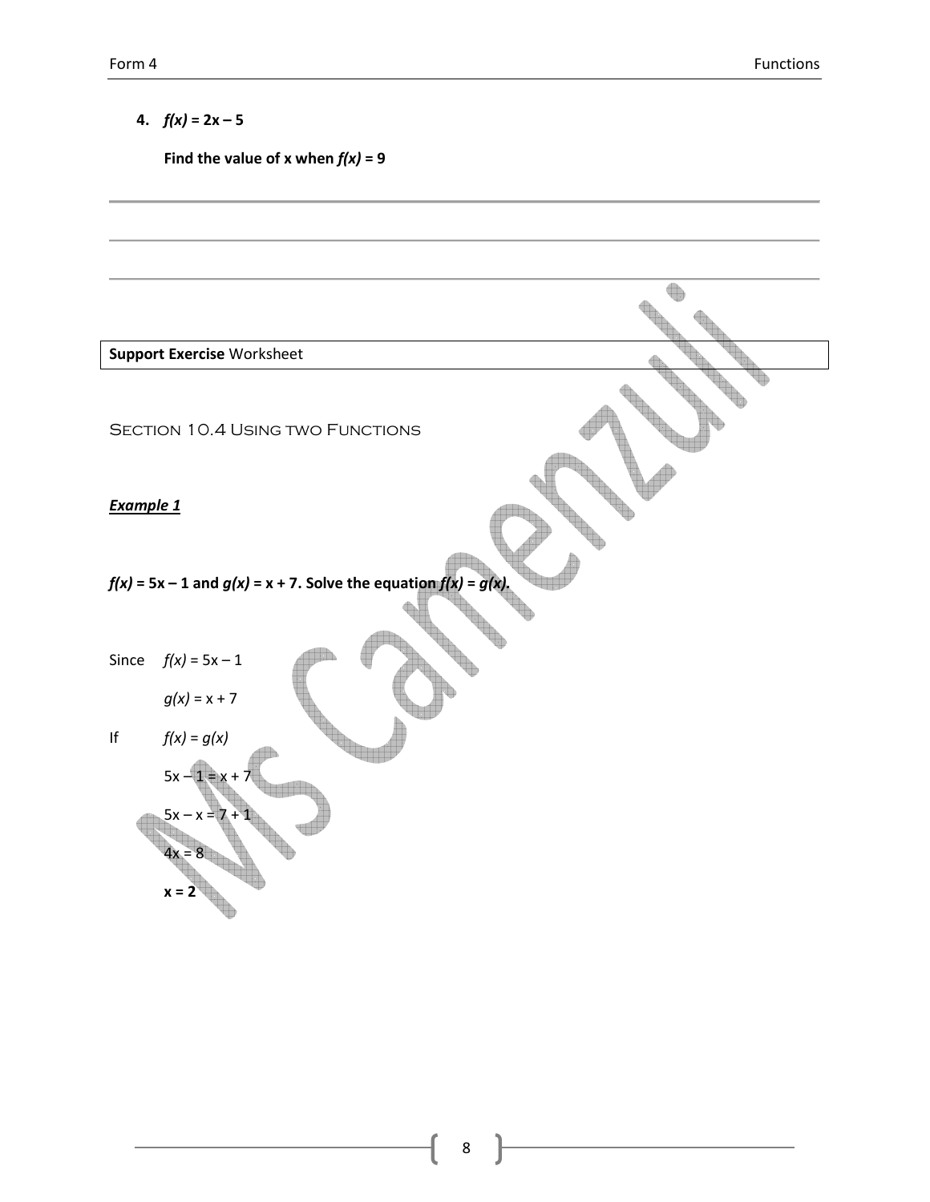**4.** $f(x) = 2x - 5$

**Find the value of x when $f(x) = 9$**

---

---

---

**Support Exercise** Worksheet

## Section 10.4 Using two Functions

***Example 1***

**$f(x) = 5x - 1$ and $g(x) = x + 7$. Solve the equation $f(x) = g(x)$.**

Since $f(x) = 5x - 1$

$g(x) = x + 7$

If $f(x) = g(x)$

$5x - 1 = x + 7$

$5x - x = 7 + 1$

$4x = 8$

$\mathbf{x = 2}$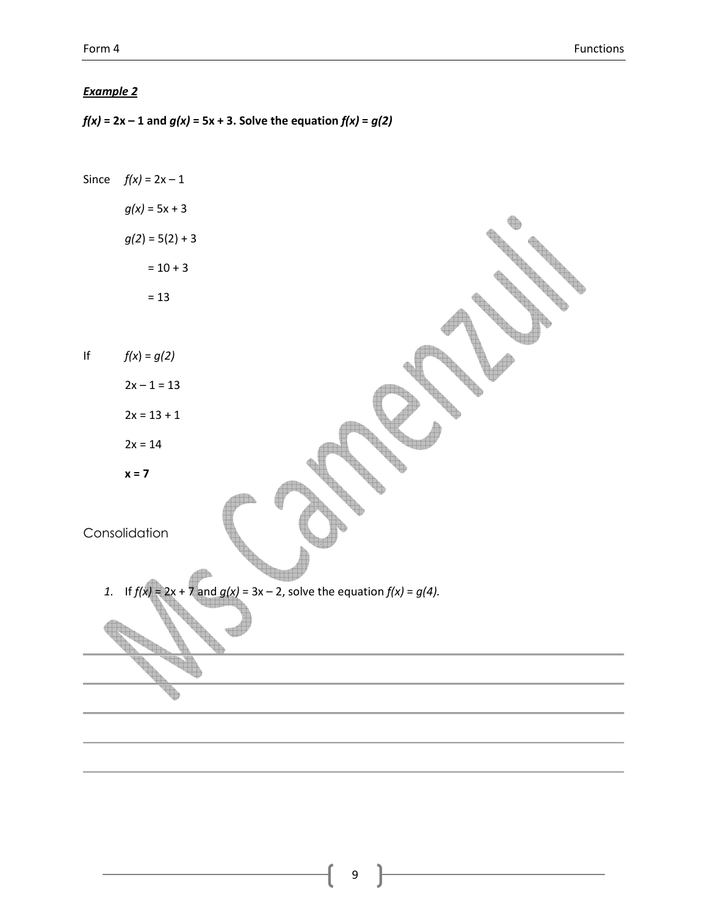***Example 2***

***f(x)* = 2x – 1 and *g(x)* = 5x + 3. Solve the equation *f(x)* = *g(2)***

Since $f(x) = 2x - 1$

$g(x) = 5x + 3$

$g(2) = 5(2) + 3$

$= 10 + 3$

$= 13$

If $f(x) = g(2)$

$2x - 1 = 13$

$2x = 13 + 1$

$2x = 14$

$\mathbf{x = 7}$

## Consolidation

1. If $f(x) = 2x + 7$ and $g(x) = 3x - 2$, solve the equation $f(x) = g(4)$.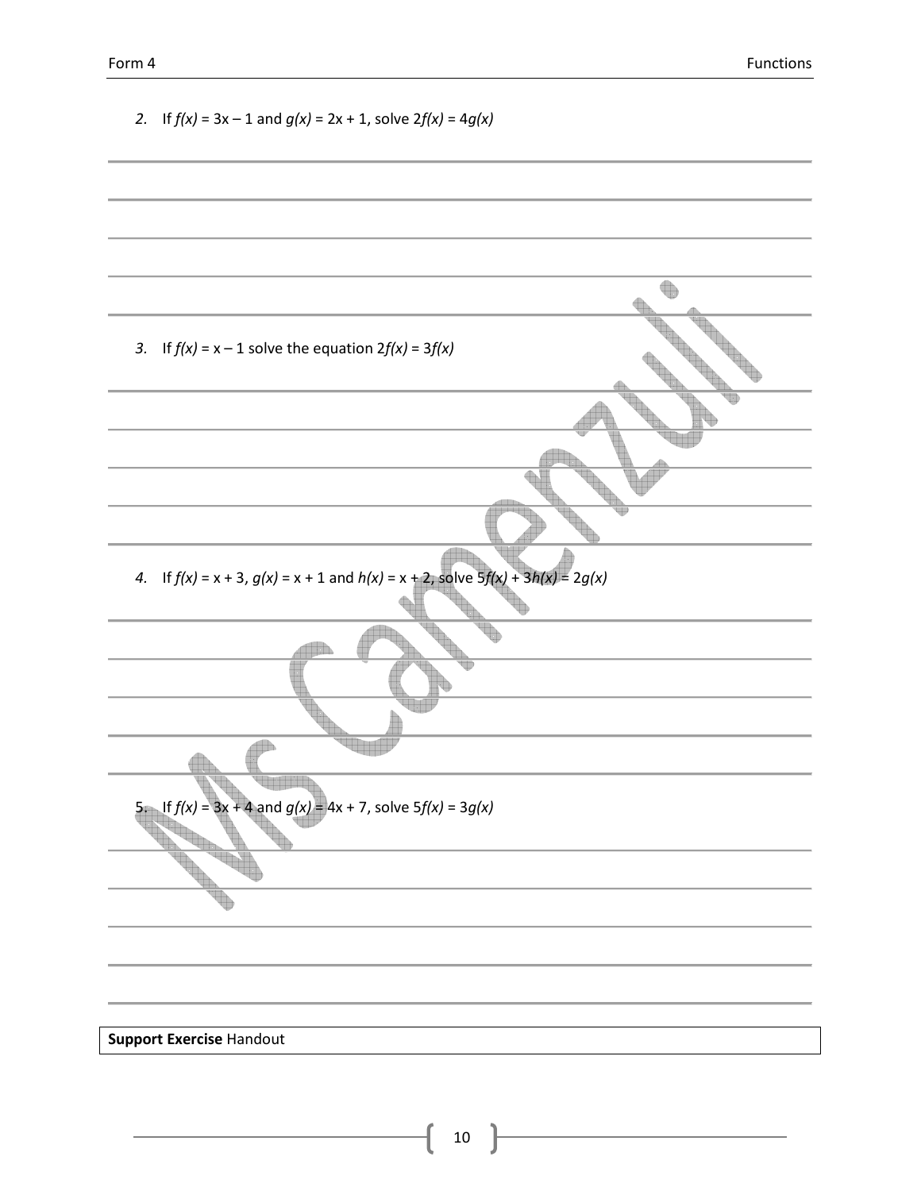2. If $f(x) = 3x - 1$ and $g(x) = 2x + 1$, solve $2f(x) = 4g(x)$

3. If $f(x) = x - 1$ solve the equation $2f(x) = 3f(x)$

4. If $f(x) = x + 3$, $g(x) = x + 1$ and $h(x) = x + 2$, solve $5f(x) + 3h(x) = 2g(x)$

5. If $f(x) = 3x + 4$ and $g(x) = 4x + 7$, solve $5f(x) = 3g(x)$

**Support Exercise** Handout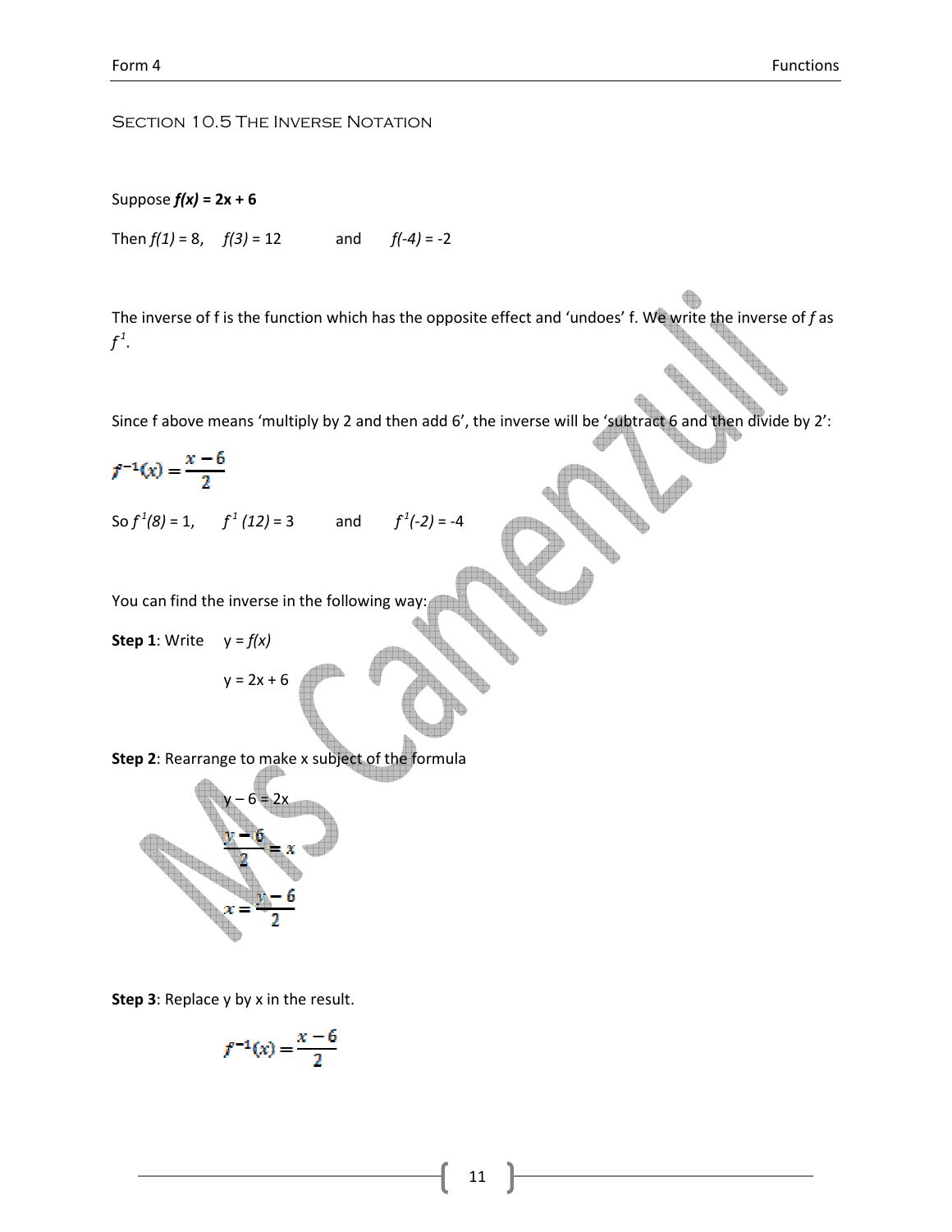## Section 10.5 The Inverse Notation

Suppose $f(x) = 2x + 6$

Then $f(1) = 8$,   $f(3) = 12$   and   $f(-4) = -2$

The inverse of f is the function which has the opposite effect and 'undoes' f. We write the inverse of $f$ as $f^{-1}$.

Since f above means 'multiply by 2 and then add 6', the inverse will be 'subtract 6 and then divide by 2':

$$f^{-1}(x) = \frac{x-6}{2}$$

So $f^{-1}(8) = 1$,   $f^{-1}(12) = 3$   and   $f^{-1}(-2) = -4$

You can find the inverse in the following way:

**Step 1**: Write   $y = f(x)$

$$y = 2x + 6$$

**Step 2**: Rearrange to make x subject of the formula

$$y - 6 = 2x$$

$$\frac{y-6}{2} = x$$

$$x = \frac{y-6}{2}$$

**Step 3**: Replace y by x in the result.

$$f^{-1}(x) = \frac{x-6}{2}$$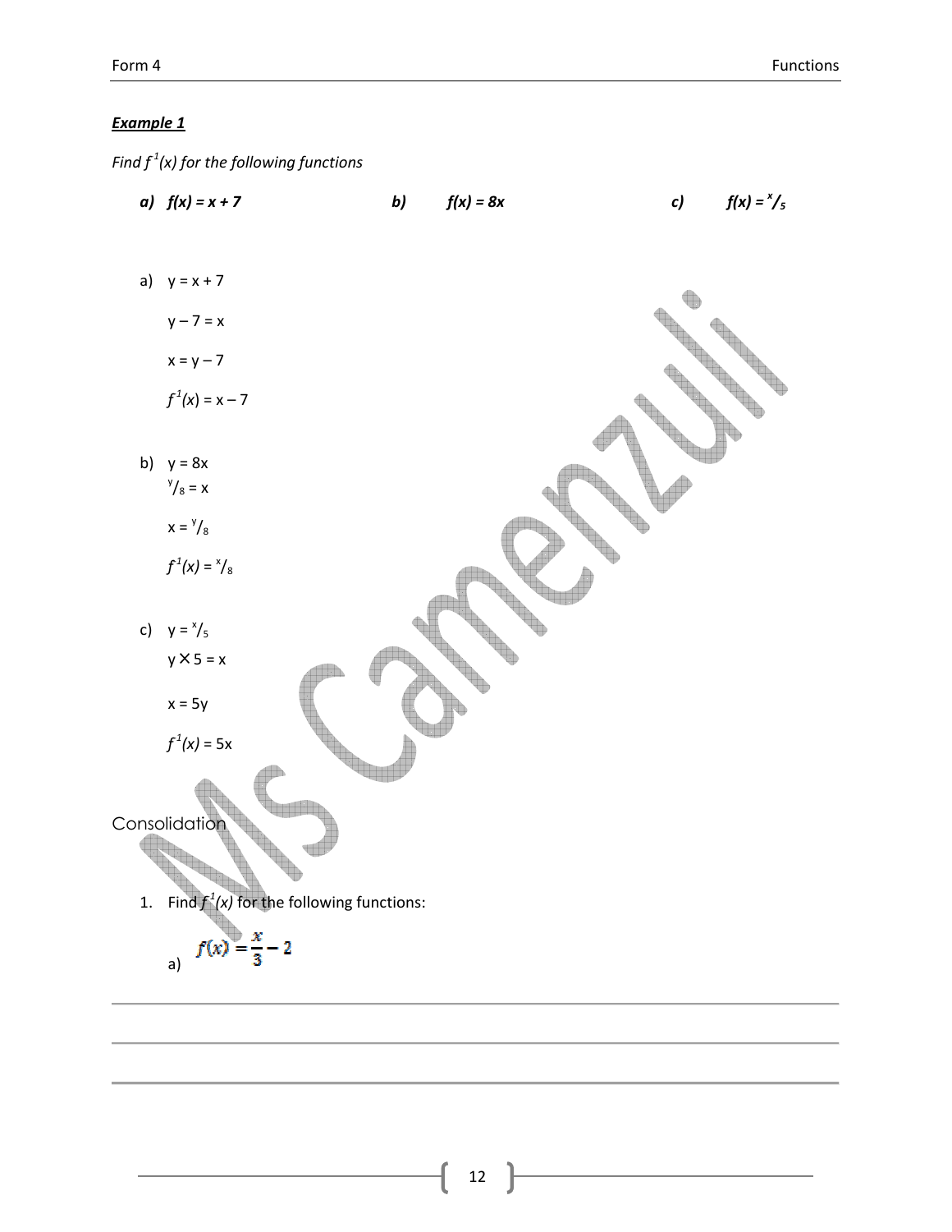***Example 1***

*Find $f^{-1}(x)$ for the following functions*

***a)*** ***$f(x) = x + 7$*** ***b)*** ***$f(x) = 8x$*** ***c)*** ***$f(x) = {}^{x}/_{5}$***

a) $y = x + 7$

$y - 7 = x$

$x = y - 7$

$f^{-1}(x) = x - 7$

b) $y = 8x$

${}^{y}/_{8} = x$

$x = {}^{y}/_{8}$

$f^{-1}(x) = {}^{x}/_{8}$

c) $y = {}^{x}/_{5}$

$y \times 5 = x$

$x = 5y$

$f^{-1}(x) = 5x$

## Consolidation

1. Find $f^{-1}(x)$ for the following functions:

   a) $f(x) = \frac{x}{3} - 2$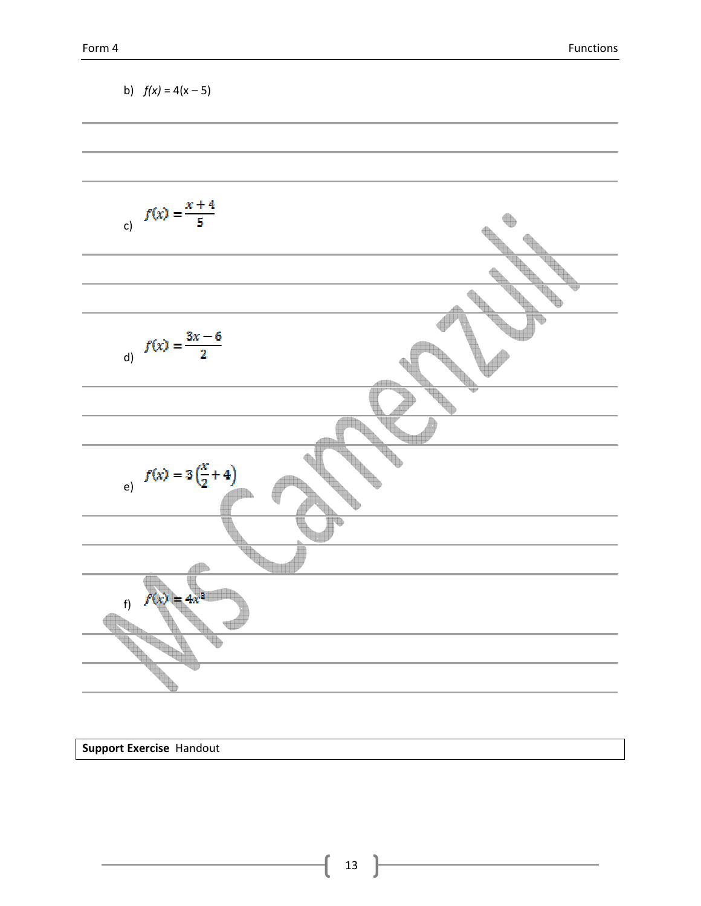b) $f(x) = 4(x - 5)$

c) $f(x) = \dfrac{x+4}{5}$

d) $f(x) = \dfrac{3x-6}{2}$

e) $f(x) = 3\left(\dfrac{x}{2} + 4\right)$

f) $f(x) = 4x^3$

| |
|---|
| **Support Exercise** Handout |